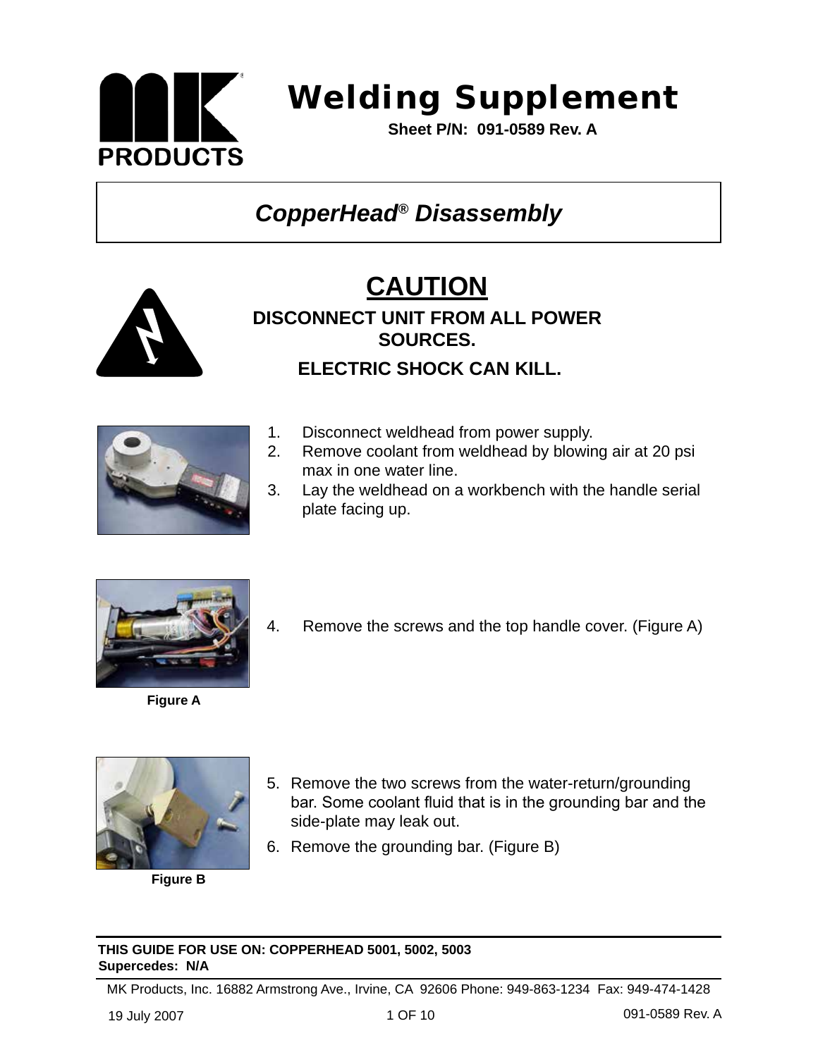# Welding Supplement

**Sheet P/N: 091-0589 Rev. A**

## *CopperHead® Disassembly*

## CAUTION

**DISCONNECT UNIT FROM ALL POWER SOURCES.**

**ELECTRIC SHOCK CAN KILL.**

1. Disconnect weldhead from power supply.
2. Remove coolant from weldhead by blowing air at 20 psi max in one water line.
3. Lay the weldhead on a workbench with the handle serial plate facing up.

**Figure A**

4. Remove the screws and the top handle cover. (Figure A)

**Figure B**

5. Remove the two screws from the water-return/grounding bar. Some coolant fluid that is in the grounding bar and the side-plate may leak out.
6. Remove the grounding bar. (Figure B)

---

**THIS GUIDE FOR USE ON: COPPERHEAD 5001, 5002, 5003**
**Supercedes: N/A**

MK Products, Inc. 16882 Armstrong Ave., Irvine, CA 92606 Phone: 949-863-1234 Fax: 949-474-1428

19 July 2007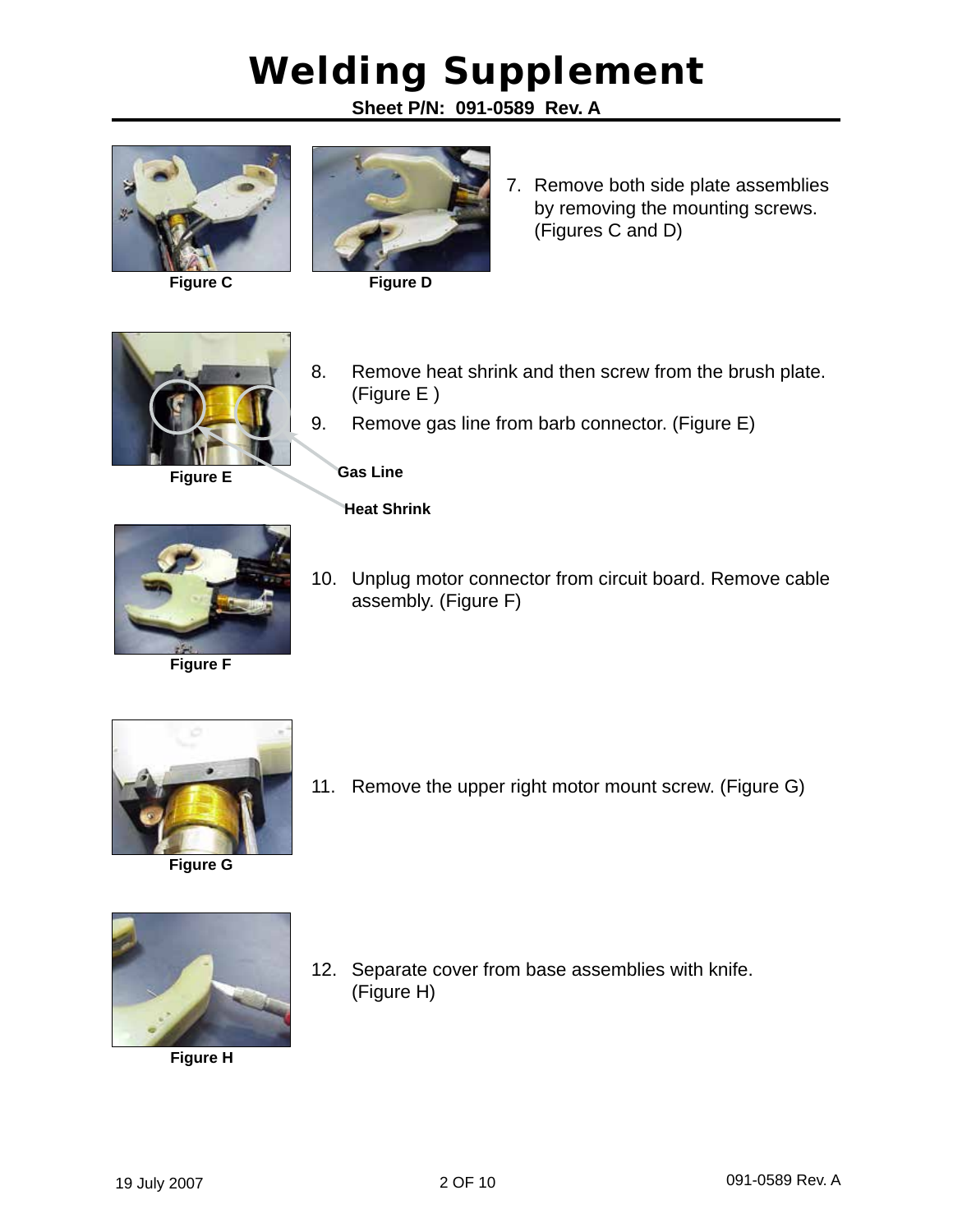# Welding Supplement

**Sheet P/N: 091-0589 Rev. A**

Figure C

Figure D

7. Remove both side plate assemblies by removing the mounting screws. (Figures C and D)

Figure E

Gas Line

Heat Shrink

8. Remove heat shrink and then screw from the brush plate. (Figure E )
9. Remove gas line from barb connector. (Figure E)

Figure F

10. Unplug motor connector from circuit board. Remove cable assembly. (Figure F)

Figure G

11. Remove the upper right motor mount screw. (Figure G)

Figure H

12. Separate cover from base assemblies with knife. (Figure H)

19 July 2007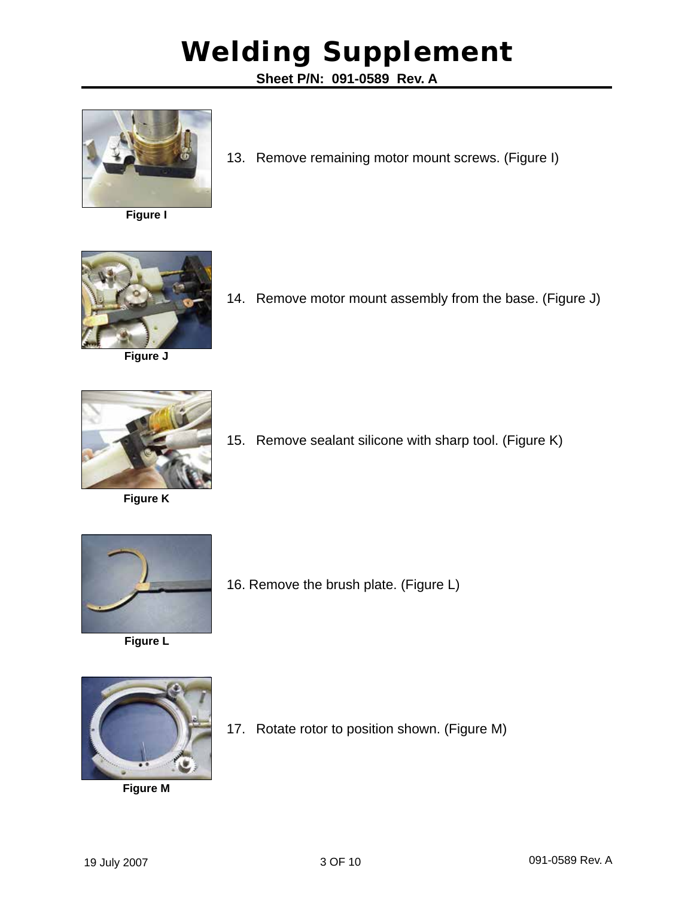# Welding Supplement

**Sheet P/N: 091-0589 Rev. A**

**Figure I**

13. Remove remaining motor mount screws. (Figure I)

**Figure J**

14. Remove motor mount assembly from the base. (Figure J)

**Figure K**

15. Remove sealant silicone with sharp tool. (Figure K)

**Figure L**

16. Remove the brush plate. (Figure L)

**Figure M**

17. Rotate rotor to position shown. (Figure M)

19 July 2007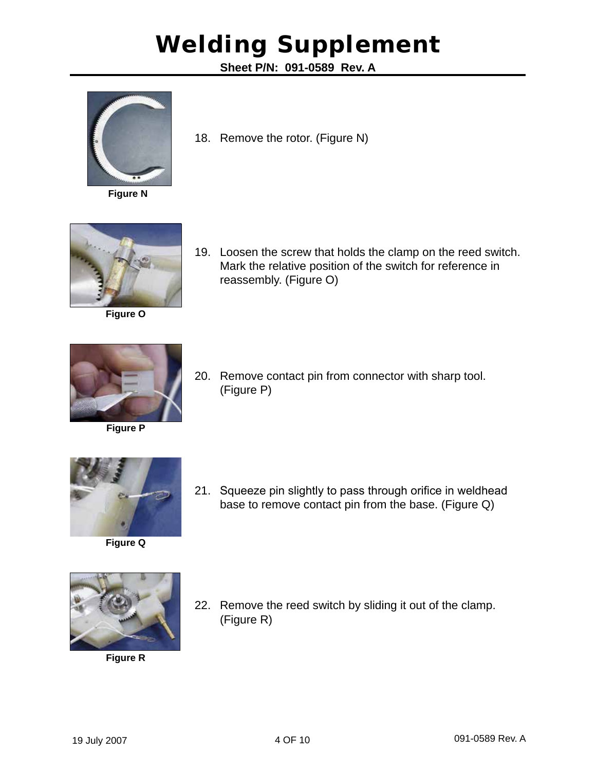# Welding Supplement

**Sheet P/N: 091-0589 Rev. A**

**Figure N**

18. Remove the rotor. (Figure N)

**Figure O**

19. Loosen the screw that holds the clamp on the reed switch. Mark the relative position of the switch for reference in reassembly. (Figure O)

**Figure P**

20. Remove contact pin from connector with sharp tool. (Figure P)

**Figure Q**

21. Squeeze pin slightly to pass through orifice in weldhead base to remove contact pin from the base. (Figure Q)

**Figure R**

22. Remove the reed switch by sliding it out of the clamp. (Figure R)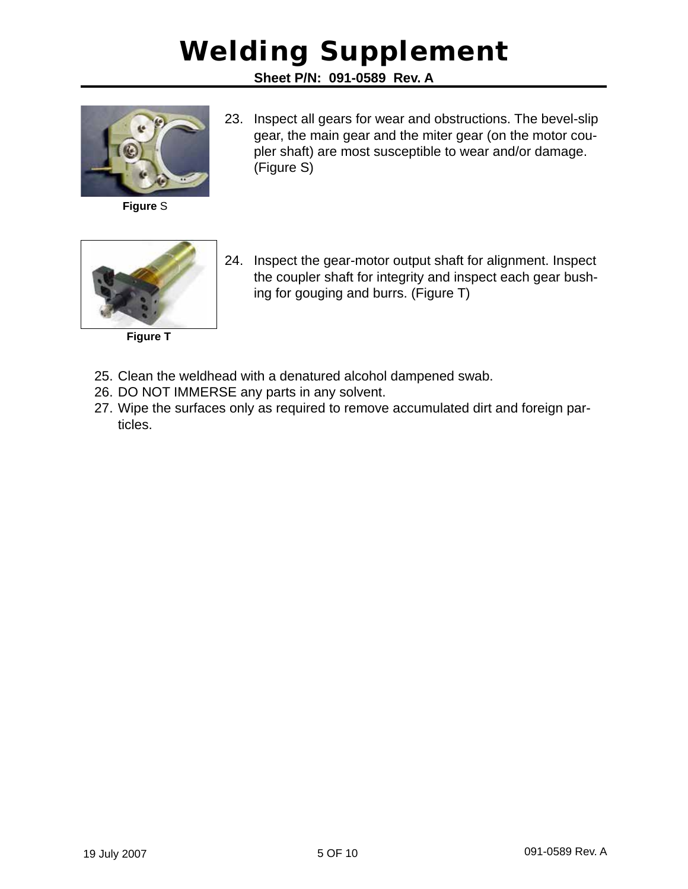Figure S

23. Inspect all gears for wear and obstructions. The bevel-slip gear, the main gear and the miter gear (on the motor coupler shaft) are most susceptible to wear and/or damage. (Figure S)

Figure T

24. Inspect the gear-motor output shaft for alignment. Inspect the coupler shaft for integrity and inspect each gear bushing for gouging and burrs. (Figure T)

25. Clean the weldhead with a denatured alcohol dampened swab.
26. DO NOT IMMERSE any parts in any solvent.
27. Wipe the surfaces only as required to remove accumulated dirt and foreign particles.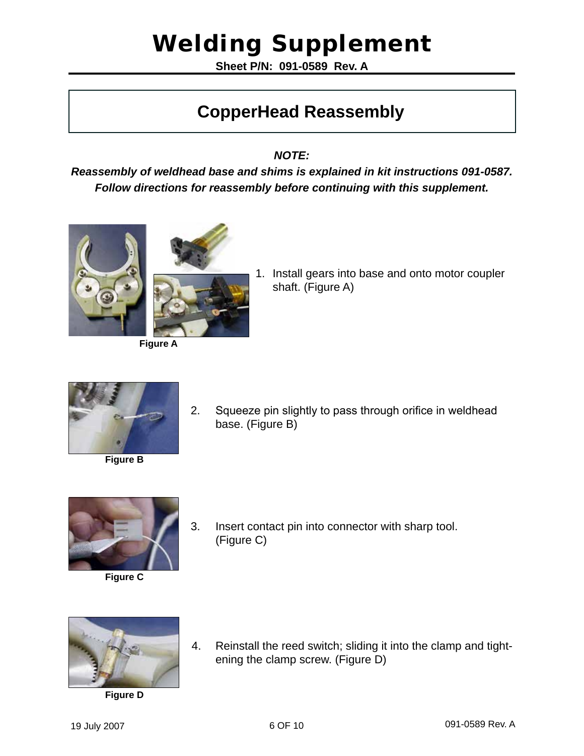# Welding Supplement

**Sheet P/N: 091-0589 Rev. A**

## CopperHead Reassembly

***NOTE:***

***Reassembly of weldhead base and shims is explained in kit instructions 091-0587. Follow directions for reassembly before continuing with this supplement.***

Figure A

1. Install gears into base and onto motor coupler shaft. (Figure A)

Figure B

2. Squeeze pin slightly to pass through orifice in weldhead base. (Figure B)

Figure C

3. Insert contact pin into connector with sharp tool. (Figure C)

Figure D

4. Reinstall the reed switch; sliding it into the clamp and tightening the clamp screw. (Figure D)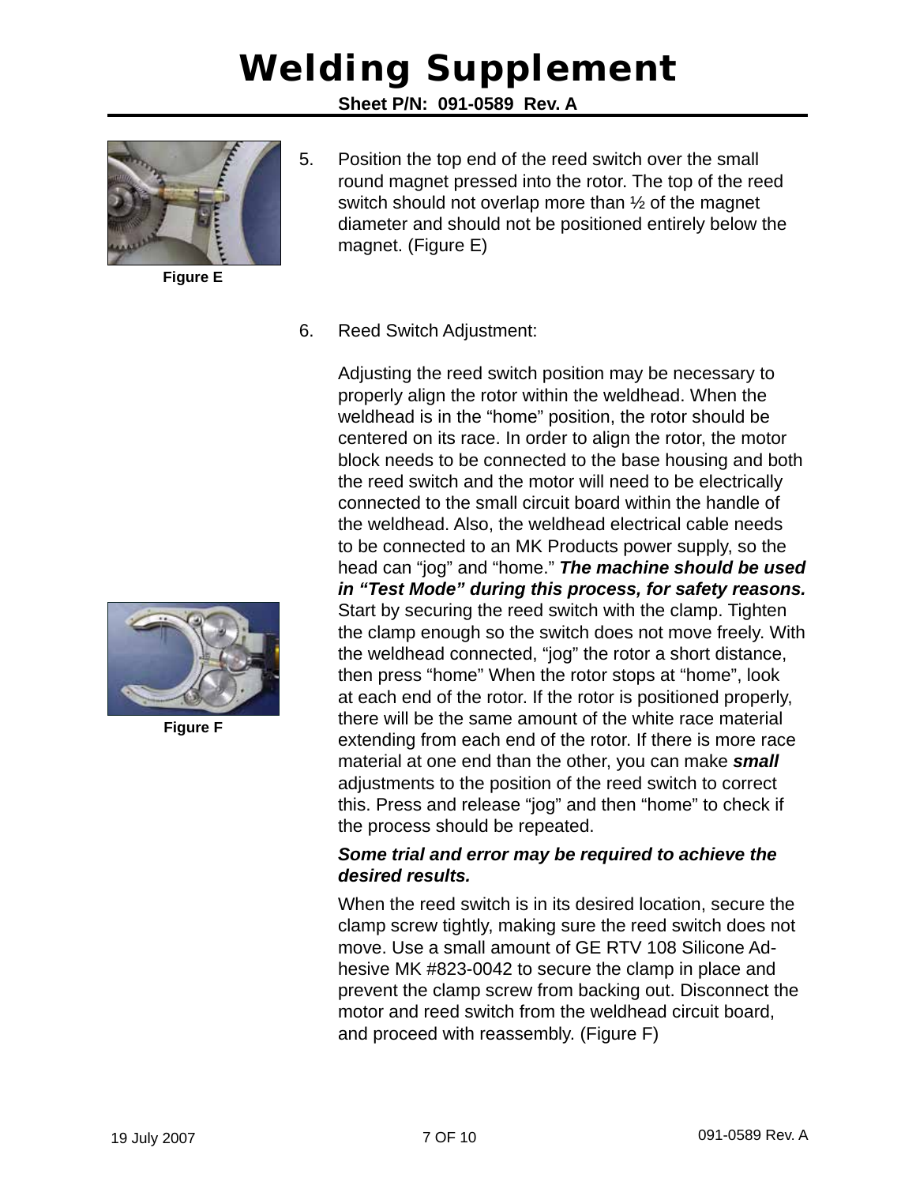# Welding Supplement

**Sheet P/N: 091-0589 Rev. A**

Figure E

5. Position the top end of the reed switch over the small round magnet pressed into the rotor. The top of the reed switch should not overlap more than ½ of the magnet diameter and should not be positioned entirely below the magnet. (Figure E)

6. Reed Switch Adjustment:

   Adjusting the reed switch position may be necessary to properly align the rotor within the weldhead. When the weldhead is in the "home" position, the rotor should be centered on its race. In order to align the rotor, the motor block needs to be connected to the base housing and both the reed switch and the motor will need to be electrically connected to the small circuit board within the handle of the weldhead. Also, the weldhead electrical cable needs to be connected to an MK Products power supply, so the head can "jog" and "home." ***The machine should be used in "Test Mode" during this process, for safety reasons.*** Start by securing the reed switch with the clamp. Tighten the clamp enough so the switch does not move freely. With the weldhead connected, "jog" the rotor a short distance, then press "home" When the rotor stops at "home", look at each end of the rotor. If the rotor is positioned properly, there will be the same amount of the white race material extending from each end of the rotor. If there is more race material at one end than the other, you can make ***small*** adjustments to the position of the reed switch to correct this. Press and release "jog" and then "home" to check if the process should be repeated.

   ***Some trial and error may be required to achieve the desired results.***

   When the reed switch is in its desired location, secure the clamp screw tightly, making sure the reed switch does not move. Use a small amount of GE RTV 108 Silicone Adhesive MK #823-0042 to secure the clamp in place and prevent the clamp screw from backing out. Disconnect the motor and reed switch from the weldhead circuit board, and proceed with reassembly. (Figure F)

Figure F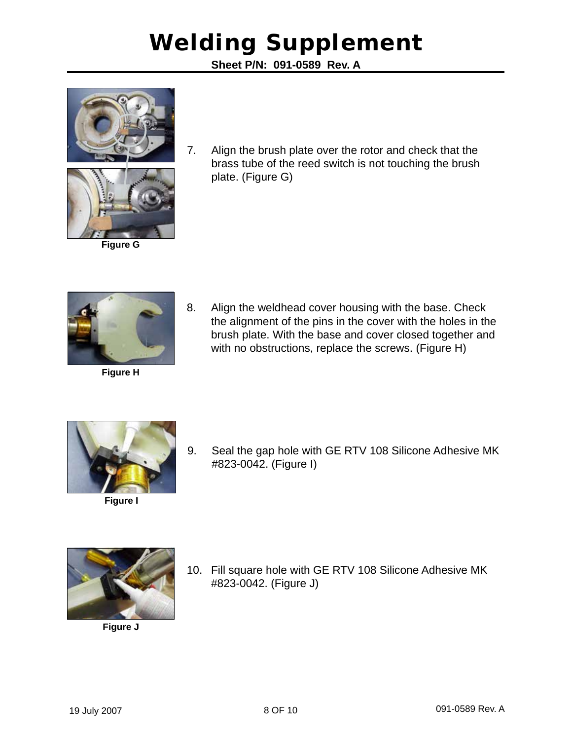7. Align the brush plate over the rotor and check that the brass tube of the reed switch is not touching the brush plate. (Figure G)

Figure G

8. Align the weldhead cover housing with the base. Check the alignment of the pins in the cover with the holes in the brush plate. With the base and cover closed together and with no obstructions, replace the screws. (Figure H)

Figure H

9. Seal the gap hole with GE RTV 108 Silicone Adhesive MK #823-0042. (Figure I)

Figure I

10. Fill square hole with GE RTV 108 Silicone Adhesive MK #823-0042. (Figure J)

Figure J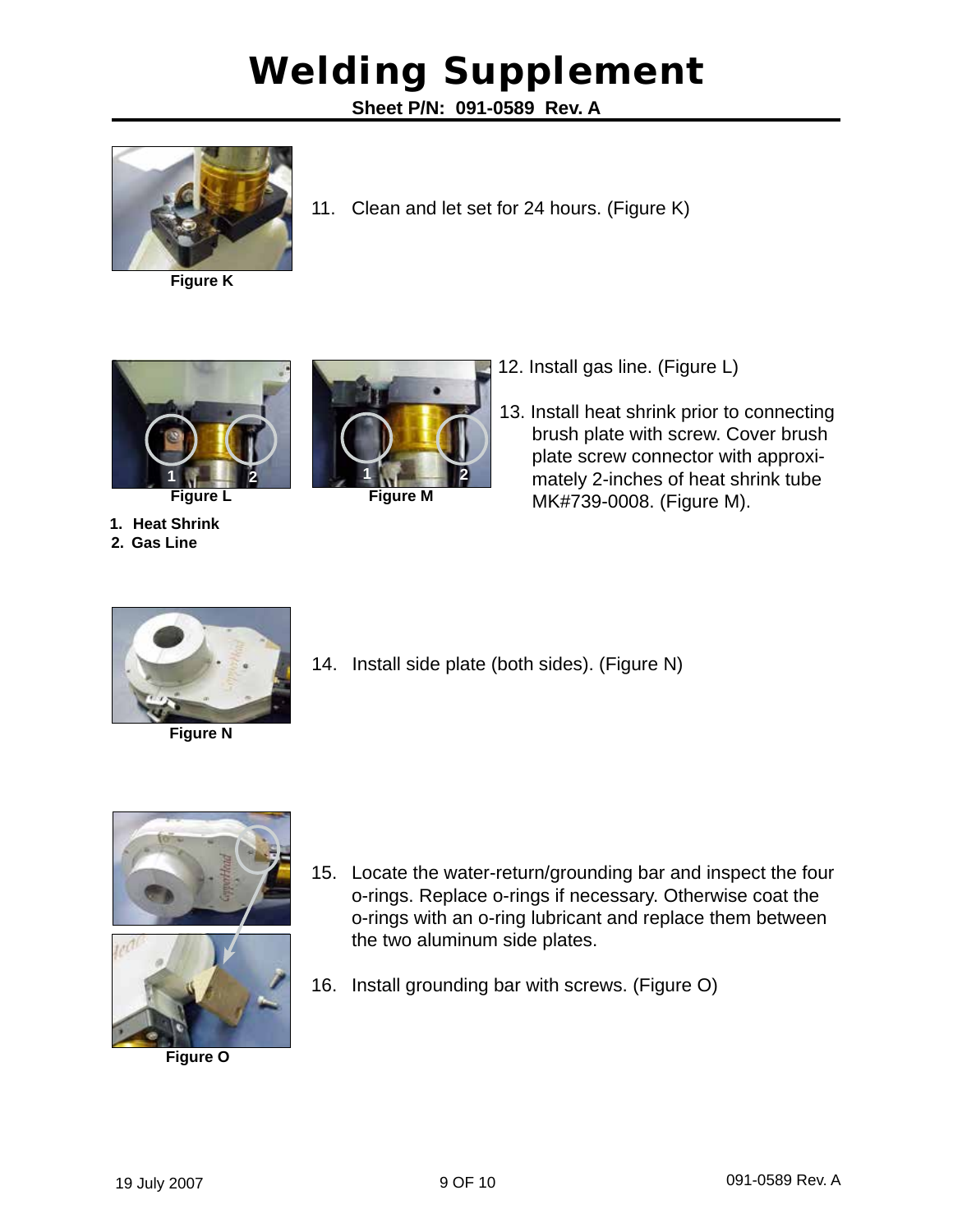# Welding Supplement

**Sheet P/N: 091-0589 Rev. A**

**Figure K**

11. Clean and let set for 24 hours. (Figure K)

**Figure L**

**Figure M**

1. **Heat Shrink**
2. **Gas Line**

12. Install gas line. (Figure L)

13. Install heat shrink prior to connecting brush plate with screw. Cover brush plate screw connector with approximately 2-inches of heat shrink tube MK#739-0008. (Figure M).

**Figure N**

14. Install side plate (both sides). (Figure N)

**Figure O**

15. Locate the water-return/grounding bar and inspect the four o-rings. Replace o-rings if necessary. Otherwise coat the o-rings with an o-ring lubricant and replace them between the two aluminum side plates.

16. Install grounding bar with screws. (Figure O)

19 July 2007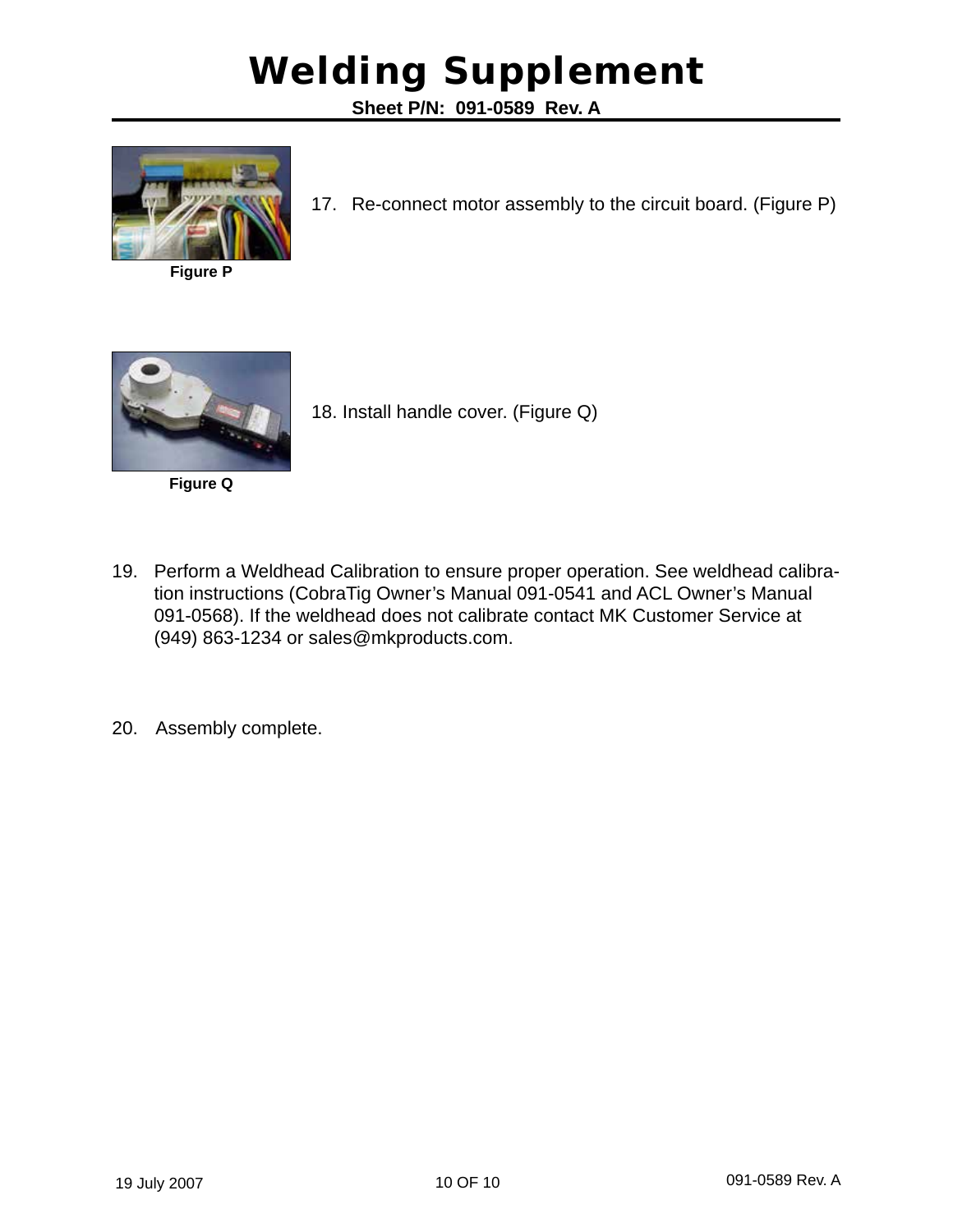Figure P

17. Re-connect motor assembly to the circuit board. (Figure P)

Figure Q

18. Install handle cover. (Figure Q)

19. Perform a Weldhead Calibration to ensure proper operation. See weldhead calibration instructions (CobraTig Owner's Manual 091-0541 and ACL Owner's Manual 091-0568). If the weldhead does not calibrate contact MK Customer Service at (949) 863-1234 or sales@mkproducts.com.

20. Assembly complete.